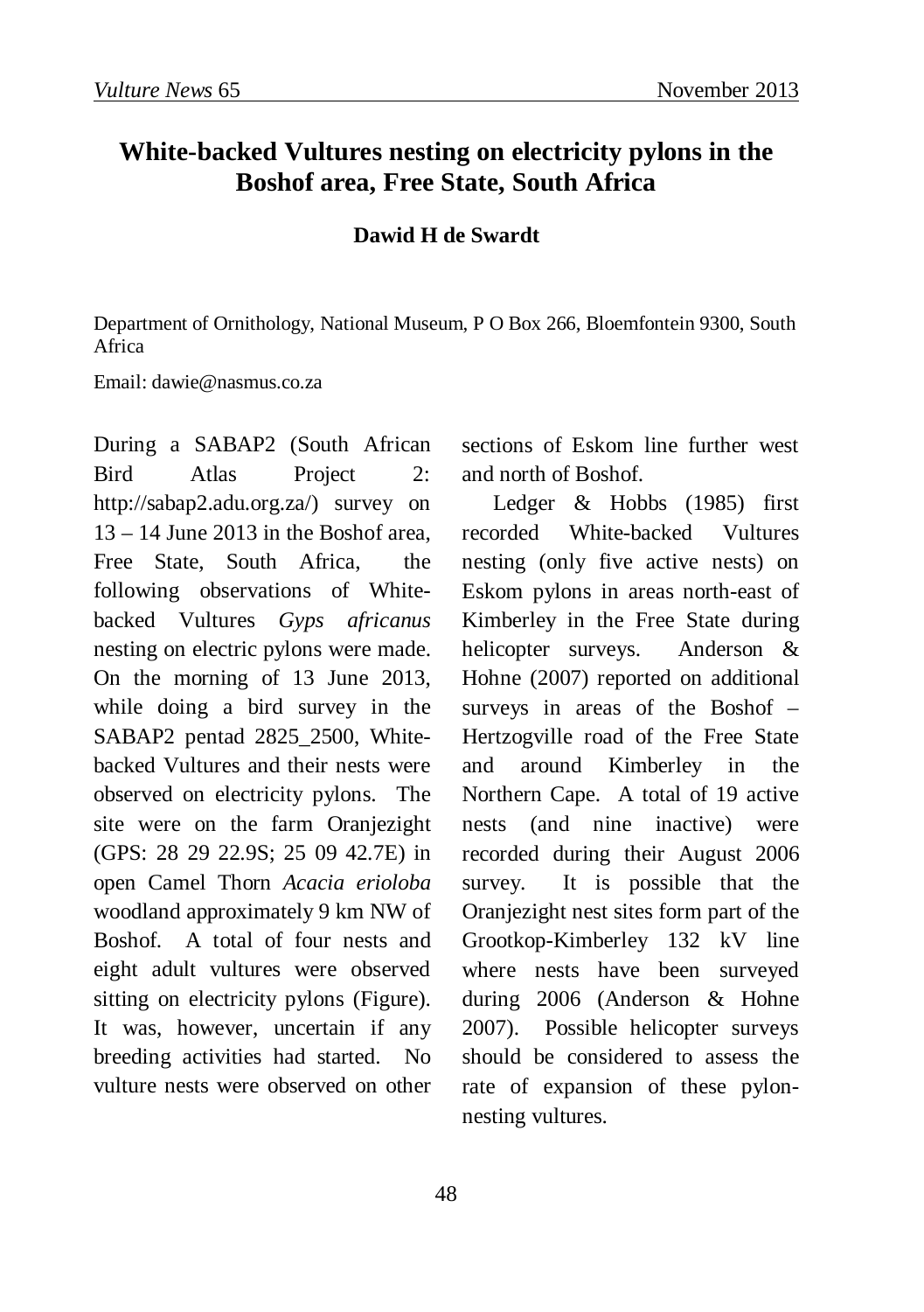# White-backed Vultures nesting on electricity pylons in the Boshof area, Free State, South Africa

**Dawid H de Swardt**

Department of Ornithology, National Museum, P O Box 266, Bloemfontein 9300, South Africa

Email: dawie@nasmus.co.za

During a SABAP2 (South African Bird Atlas Project 2: http://sabap2.adu.org.za/) survey on 13 – 14 June 2013 in the Boshof area, Free State, South Africa, the following observations of White-backed Vultures *Gyps africanus* nesting on electric pylons were made. On the morning of 13 June 2013, while doing a bird survey in the SABAP2 pentad 2825_2500, White-backed Vultures and their nests were observed on electricity pylons. The site were on the farm Oranjezight (GPS: 28 29 22.9S; 25 09 42.7E) in open Camel Thorn *Acacia erioloba* woodland approximately 9 km NW of Boshof. A total of four nests and eight adult vultures were observed sitting on electricity pylons (Figure). It was, however, uncertain if any breeding activities had started. No vulture nests were observed on other sections of Eskom line further west and north of Boshof.

Ledger & Hobbs (1985) first recorded White-backed Vultures nesting (only five active nests) on Eskom pylons in areas north-east of Kimberley in the Free State during helicopter surveys. Anderson & Hohne (2007) reported on additional surveys in areas of the Boshof – Hertzogville road of the Free State and around Kimberley in the Northern Cape. A total of 19 active nests (and nine inactive) were recorded during their August 2006 survey. It is possible that the Oranjezight nest sites form part of the Grootkop-Kimberley 132 kV line where nests have been surveyed during 2006 (Anderson & Hohne 2007). Possible helicopter surveys should be considered to assess the rate of expansion of these pylon-nesting vultures.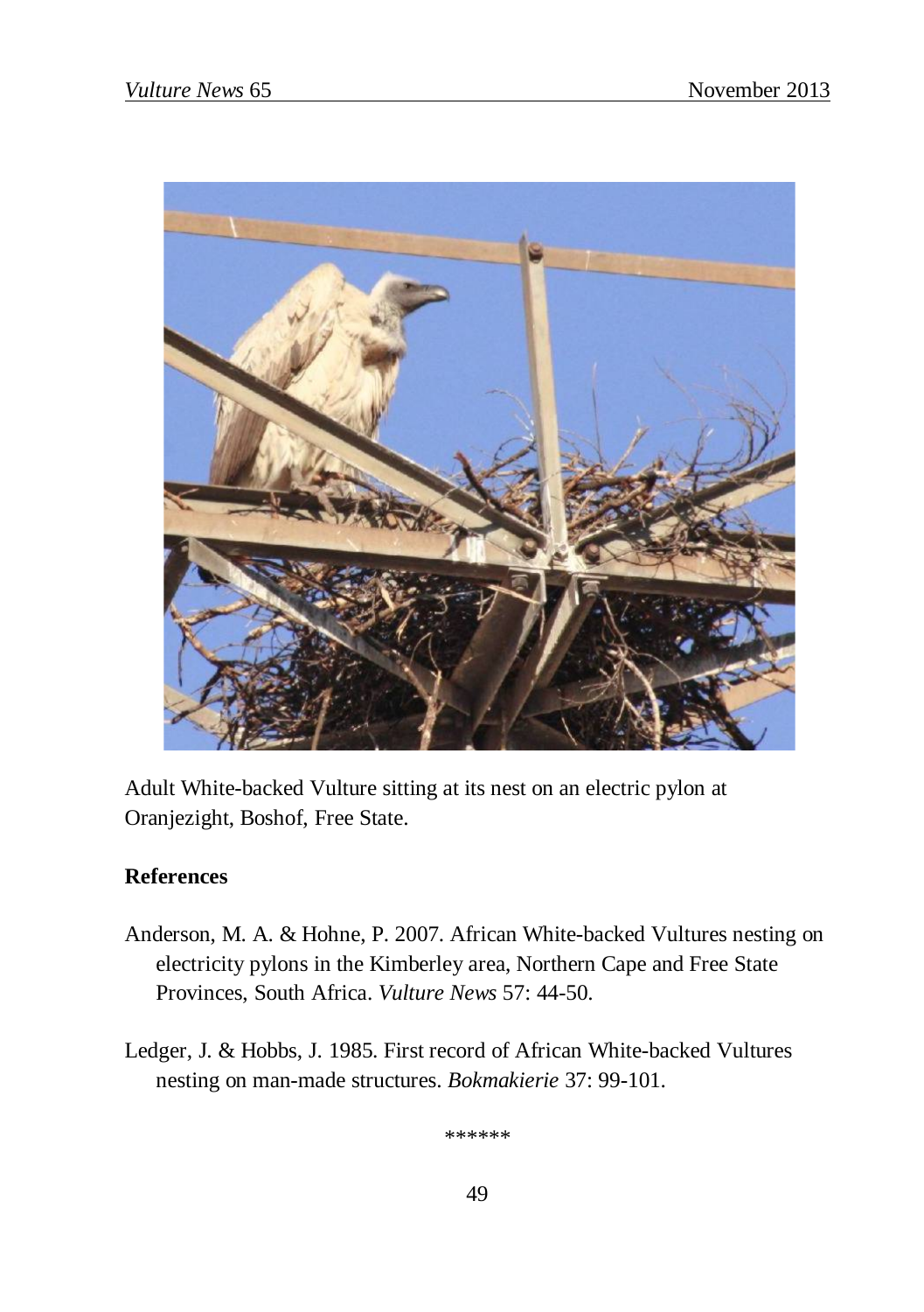Adult White-backed Vulture sitting at its nest on an electric pylon at Oranjezight, Boshof, Free State.

## References

Anderson, M. A. & Hohne, P. 2007. African White-backed Vultures nesting on electricity pylons in the Kimberley area, Northern Cape and Free State Provinces, South Africa. *Vulture News* 57: 44-50.

Ledger, J. & Hobbs, J. 1985. First record of African White-backed Vultures nesting on man-made structures. *Bokmakierie* 37: 99-101.

******